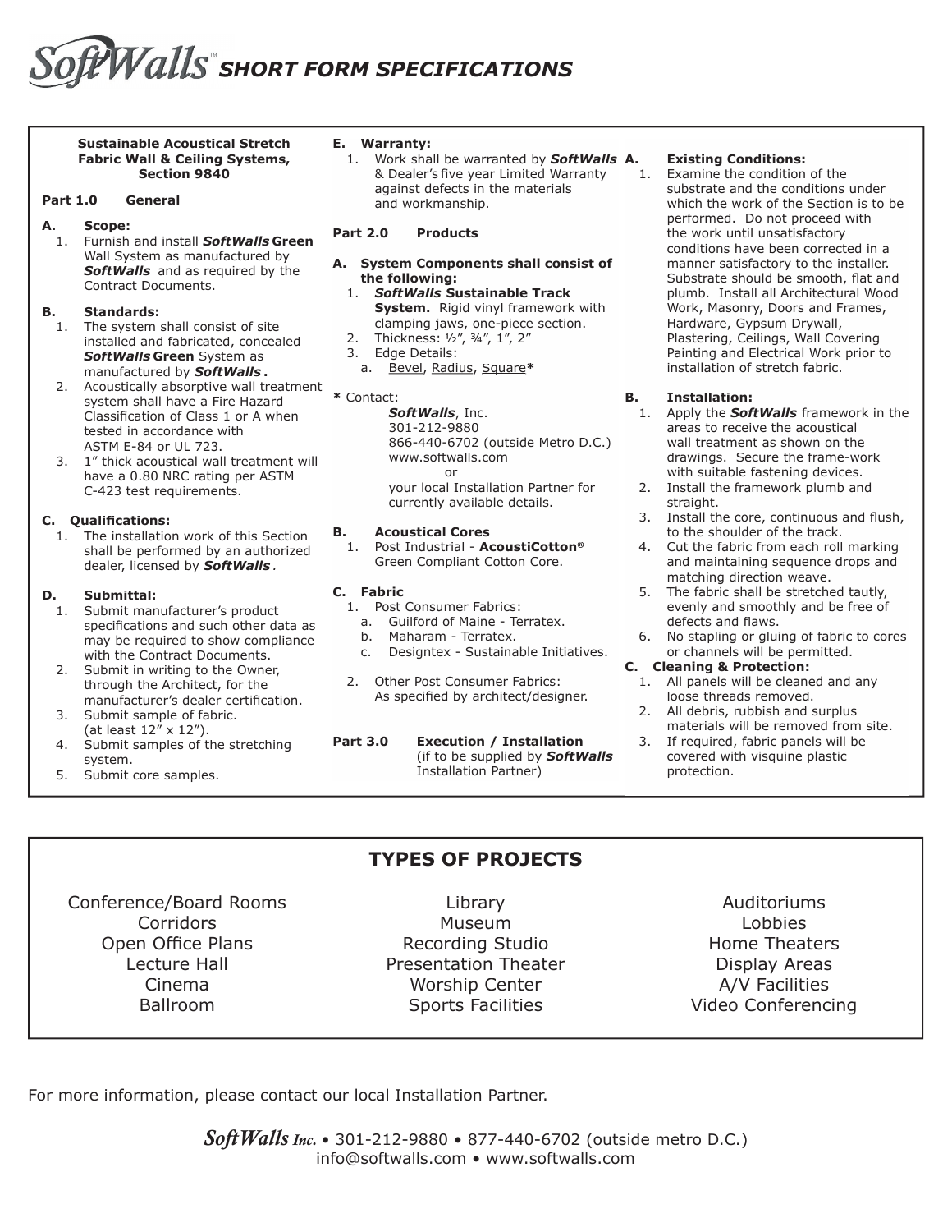# SoftWalls™ SHORT FORM SPECIFICATIONS

**Sustainable Acoustical Stretch Fabric Wall & Ceiling Systems, Section 9840**

## Part 1.0 General

**A. Scope:**

1. Furnish and install ***SoftWalls* Green** Wall System as manufactured by ***SoftWalls*** and as required by the Contract Documents.

**B. Standards:**

1. The system shall consist of site installed and fabricated, concealed ***SoftWalls* Green** System as manufactured by ***SoftWalls*.**
2. Acoustically absorptive wall treatment system shall have a Fire Hazard Classification of Class 1 or A when tested in accordance with ASTM E-84 or UL 723.
3. 1" thick acoustical wall treatment will have a 0.80 NRC rating per ASTM C-423 test requirements.

**C. Qualifications:**

1. The installation work of this Section shall be performed by an authorized dealer, licensed by ***SoftWalls***.

**D. Submittal:**

1. Submit manufacturer's product specifications and such other data as may be required to show compliance with the Contract Documents.
2. Submit in writing to the Owner, through the Architect, for the manufacturer's dealer certification.
3. Submit sample of fabric. (at least 12" x 12").
4. Submit samples of the stretching system.
5. Submit core samples.

**E. Warranty:**

1. Work shall be warranted by ***SoftWalls*** & Dealer's five year Limited Warranty against defects in the materials and workmanship.

## Part 2.0 Products

**A. System Components shall consist of the following:**

1. ***SoftWalls* Sustainable Track System.** Rigid vinyl framework with clamping jaws, one-piece section.
2. Thickness: ½", ¾", 1", 2"
3. Edge Details:
   a. Bevel, Radius, Square*

\* Contact:
***SoftWalls***, Inc.
301-212-9880
866-440-6702 (outside Metro D.C.)
www.softwalls.com
or
your local Installation Partner for currently available details.

**B. Acoustical Cores**

1. Post Industrial - **AcoustiCotton®** Green Compliant Cotton Core.

**C. Fabric**

1. Post Consumer Fabrics:
   a. Guilford of Maine - Terratex.
   b. Maharam - Terratex.
   c. Designtex - Sustainable Initiatives.
2. Other Post Consumer Fabrics: As specified by architect/designer.

## Part 3.0 Execution / Installation
(if to be supplied by ***SoftWalls*** Installation Partner)

**A. Existing Conditions:**

1. Examine the condition of the substrate and the conditions under which the work of the Section is to be performed. Do not proceed with the work until unsatisfactory conditions have been corrected in a manner satisfactory to the installer. Substrate should be smooth, flat and plumb. Install all Architectural Wood Work, Masonry, Doors and Frames, Hardware, Gypsum Drywall, Plastering, Ceilings, Wall Covering Painting and Electrical Work prior to installation of stretch fabric.

**B. Installation:**

1. Apply the ***SoftWalls*** framework in the areas to receive the acoustical wall treatment as shown on the drawings. Secure the frame-work with suitable fastening devices.
2. Install the framework plumb and straight.
3. Install the core, continuous and flush, to the shoulder of the track.
4. Cut the fabric from each roll marking and maintaining sequence drops and matching direction weave.
5. The fabric shall be stretched tautly, evenly and smoothly and be free of defects and flaws.
6. No stapling or gluing of fabric to cores or channels will be permitted.

**C. Cleaning & Protection:**

1. All panels will be cleaned and any loose threads removed.
2. All debris, rubbish and surplus materials will be removed from site.
3. If required, fabric panels will be covered with visquine plastic protection.

## TYPES OF PROJECTS

Conference/Board Rooms
Corridors
Open Office Plans
Lecture Hall
Cinema
Ballroom
Library
Museum
Recording Studio
Presentation Theater
Worship Center
Sports Facilities
Auditoriums
Lobbies
Home Theaters
Display Areas
A/V Facilities
Video Conferencing

For more information, please contact our local Installation Partner.

*SoftWalls Inc.* • 301-212-9880 • 877-440-6702 (outside metro D.C.)
info@softwalls.com • www.softwalls.com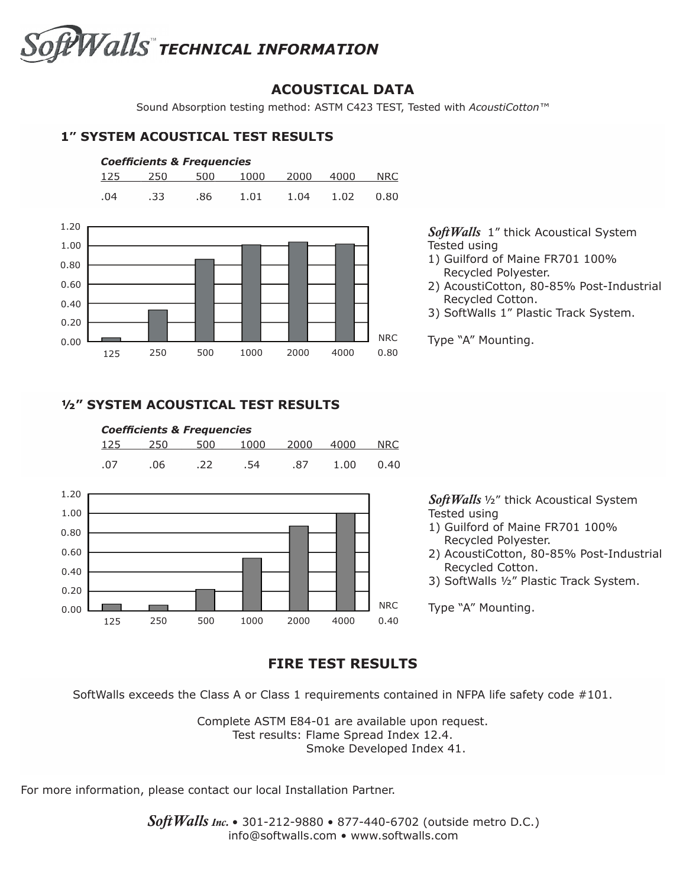# *SoftWalls*™ TECHNICAL INFORMATION

## ACOUSTICAL DATA

Sound Absorption testing method: ASTM C423 TEST, Tested with *AcoustiCotton*™

### 1" SYSTEM ACOUSTICAL TEST RESULTS

***Coefficients & Frequencies***

| 125 | 250 | 500 | 1000 | 2000 | 4000 | NRC |
|---|---|---|---|---|---|---|
| .04 | .33 | .86 | 1.01 | 1.04 | 1.02 | 0.80 |

1.20
1.00
0.80
0.60
0.40
0.20
0.00
125 250 500 1000 2000 4000
NRC 0.80

*SoftWalls* 1" thick Acoustical System Tested using

1) Guilford of Maine FR701 100% Recycled Polyester.
2) AcoustiCotton, 80-85% Post-Industrial Recycled Cotton.
3) SoftWalls 1" Plastic Track System.

Type "A" Mounting.

### ½" SYSTEM ACOUSTICAL TEST RESULTS

***Coefficients & Frequencies***

| 125 | 250 | 500 | 1000 | 2000 | 4000 | NRC |
|---|---|---|---|---|---|---|
| .07 | .06 | .22 | .54 | .87 | 1.00 | 0.40 |

1.20
1.00
0.80
0.60
0.40
0.20
0.00
125 250 500 1000 2000 4000
NRC 0.40

*SoftWalls* ½" thick Acoustical System Tested using

1) Guilford of Maine FR701 100% Recycled Polyester.
2) AcoustiCotton, 80-85% Post-Industrial Recycled Cotton.
3) SoftWalls ½" Plastic Track System.

Type "A" Mounting.

## FIRE TEST RESULTS

SoftWalls exceeds the Class A or Class 1 requirements contained in NFPA life safety code #101.

Complete ASTM E84-01 are available upon request.
Test results: Flame Spread Index 12.4.
Smoke Developed Index 41.

For more information, please contact our local Installation Partner.

*SoftWalls Inc.* • 301-212-9880 • 877-440-6702 (outside metro D.C.)
info@softwalls.com • www.softwalls.com